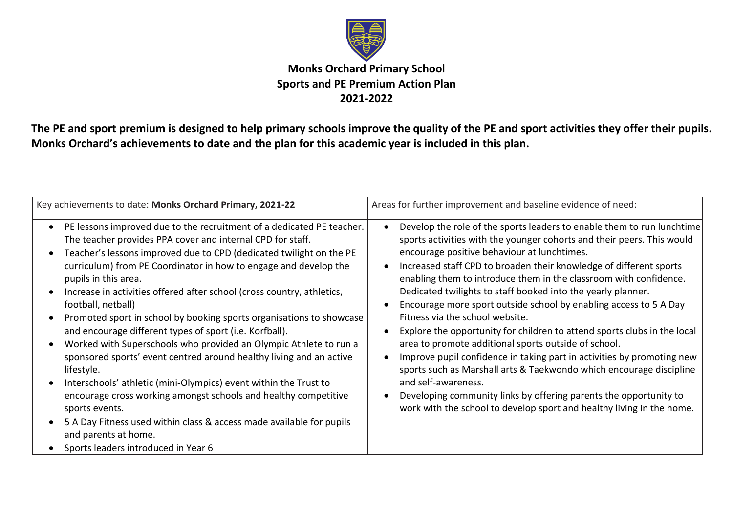# Monks Orchard Primary School
## Sports and PE Premium Action Plan
## 2021-2022

**The PE and sport premium is designed to help primary schools improve the quality of the PE and sport activities they offer their pupils. Monks Orchard's achievements to date and the plan for this academic year is included in this plan.**

| Key achievements to date: **Monks Orchard Primary, 2021-22** | Areas for further improvement and baseline evidence of need: |
|---|---|
| • PE lessons improved due to the recruitment of a dedicated PE teacher. The teacher provides PPA cover and internal CPD for staff.<br>• Teacher's lessons improved due to CPD (dedicated twilight on the PE curriculum) from PE Coordinator in how to engage and develop the pupils in this area.<br>• Increase in activities offered after school (cross country, athletics, football, netball)<br>• Promoted sport in school by booking sports organisations to showcase and encourage different types of sport (i.e. Korfball).<br>• Worked with Superschools who provided an Olympic Athlete to run a sponsored sports' event centred around healthy living and an active lifestyle.<br>• Interschools' athletic (mini-Olympics) event within the Trust to encourage cross working amongst schools and healthy competitive sports events.<br>• 5 A Day Fitness used within class & access made available for pupils and parents at home.<br>• Sports leaders introduced in Year 6 | • Develop the role of the sports leaders to enable them to run lunchtime sports activities with the younger cohorts and their peers. This would encourage positive behaviour at lunchtimes.<br>• Increased staff CPD to broaden their knowledge of different sports enabling them to introduce them in the classroom with confidence. Dedicated twilights to staff booked into the yearly planner.<br>• Encourage more sport outside school by enabling access to 5 A Day Fitness via the school website.<br>• Explore the opportunity for children to attend sports clubs in the local area to promote additional sports outside of school.<br>• Improve pupil confidence in taking part in activities by promoting new sports such as Marshall arts & Taekwondo which encourage discipline and self-awareness.<br>• Developing community links by offering parents the opportunity to work with the school to develop sport and healthy living in the home. |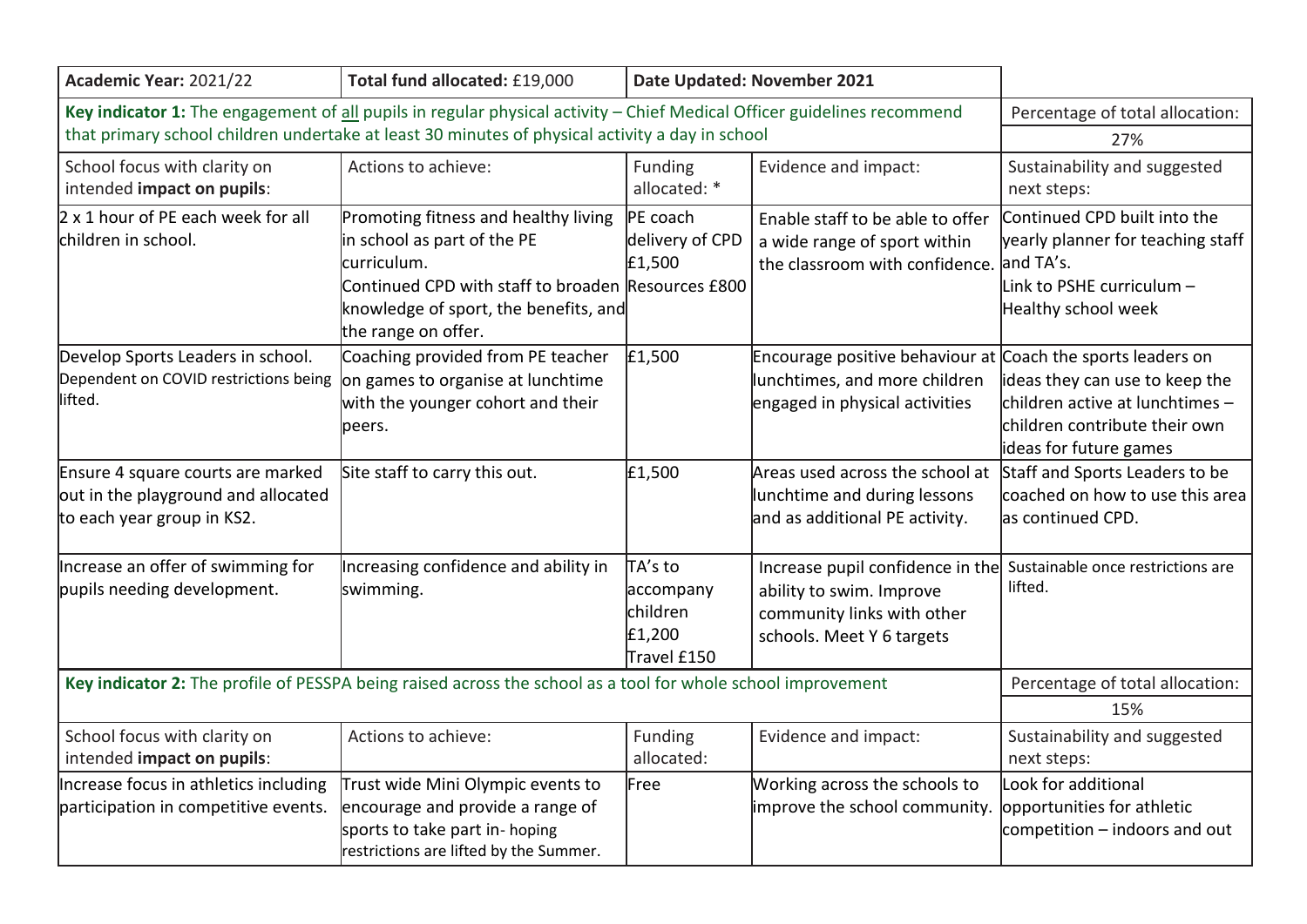| **Academic Year:** 2021/22 | **Total fund allocated:** £19,000 | **Date Updated: November 2021** | | |
|---|---|---|---|---|
| **Key indicator 1:** The engagement of all pupils in regular physical activity – Chief Medical Officer guidelines recommend that primary school children undertake at least 30 minutes of physical activity a day in school | | | | Percentage of total allocation: 27% |
| School focus with clarity on intended **impact on pupils**: | Actions to achieve: | Funding allocated: * | Evidence and impact: | Sustainability and suggested next steps: |
| 2 x 1 hour of PE each week for all children in school. | Promoting fitness and healthy living in school as part of the PE curriculum. Continued CPD with staff to broaden knowledge of sport, the benefits, and the range on offer. | PE coach delivery of CPD £1,500 Resources £800 | Enable staff to be able to offer a wide range of sport within the classroom with confidence. | Continued CPD built into the yearly planner for teaching staff and TA's. Link to PSHE curriculum – Healthy school week |
| Develop Sports Leaders in school. Dependent on COVID restrictions being lifted. | Coaching provided from PE teacher on games to organise at lunchtime with the younger cohort and their peers. | £1,500 | Encourage positive behaviour at lunchtimes, and more children engaged in physical activities | Coach the sports leaders on ideas they can use to keep the children active at lunchtimes – children contribute their own ideas for future games |
| Ensure 4 square courts are marked out in the playground and allocated to each year group in KS2. | Site staff to carry this out. | £1,500 | Areas used across the school at lunchtime and during lessons and as additional PE activity. | Staff and Sports Leaders to be coached on how to use this area as continued CPD. |
| Increase an offer of swimming for pupils needing development. | Increasing confidence and ability in swimming. | TA's to accompany children £1,200 Travel £150 | Increase pupil confidence in the ability to swim. Improve community links with other schools. Meet Y 6 targets | Sustainable once restrictions are lifted. |
| **Key indicator 2:** The profile of PESSPA being raised across the school as a tool for whole school improvement | | | | Percentage of total allocation: 15% |
| School focus with clarity on intended **impact on pupils**: | Actions to achieve: | Funding allocated: | Evidence and impact: | Sustainability and suggested next steps: |
| Increase focus in athletics including participation in competitive events. | Trust wide Mini Olympic events to encourage and provide a range of sports to take part in- hoping restrictions are lifted by the Summer. | Free | Working across the schools to improve the school community. | Look for additional opportunities for athletic competition – indoors and out |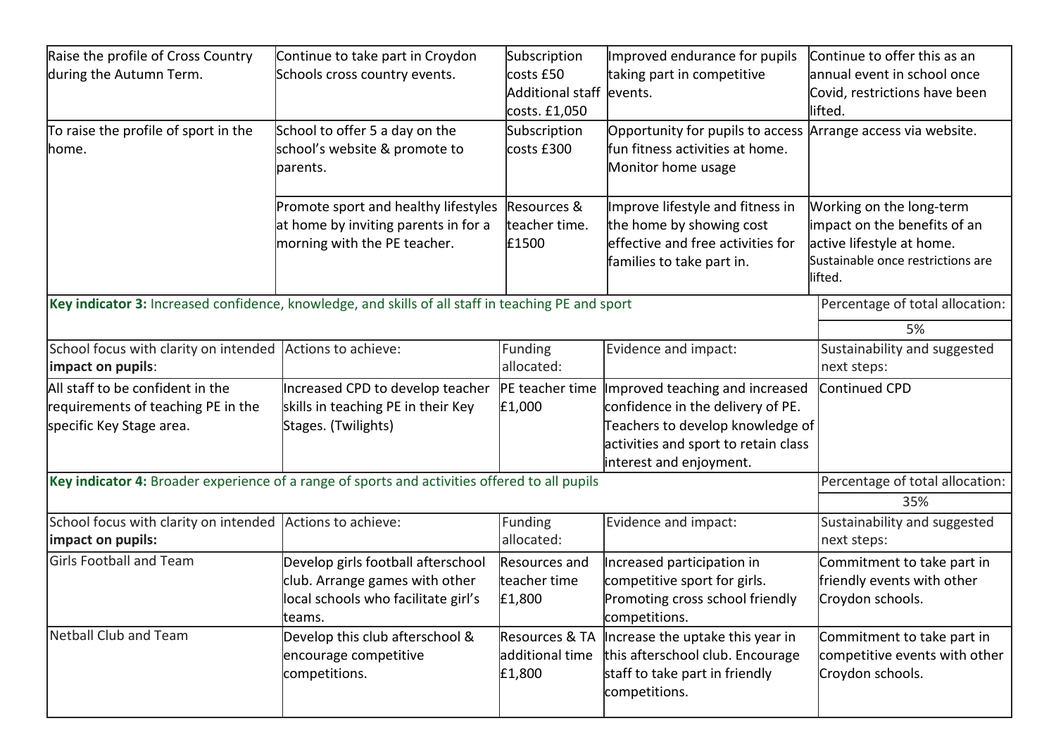| Raise the profile of Cross Country during the Autumn Term. | Continue to take part in Croydon Schools cross country events. | Subscription costs £50 Additional staff costs. £1,050 | Improved endurance for pupils taking part in competitive events. | Continue to offer this as an annual event in school once Covid, restrictions have been lifted. |
|---|---|---|---|---|
| To raise the profile of sport in the home. | School to offer 5 a day on the school's website & promote to parents. | Subscription costs £300 | Opportunity for pupils to access fun fitness activities at home. Monitor home usage | Arrange access via website. |
| | Promote sport and healthy lifestyles at home by inviting parents in for a morning with the PE teacher. | Resources & teacher time. £1500 | Improve lifestyle and fitness in the home by showing cost effective and free activities for families to take part in. | Working on the long-term impact on the benefits of an active lifestyle at home. Sustainable once restrictions are lifted. |

| **Key indicator 3:** Increased confidence, knowledge, and skills of all staff in teaching PE and sport | | | | Percentage of total allocation: |
|---|---|---|---|---|
| | | | | 5% |
| School focus with clarity on intended **impact on pupils**: | Actions to achieve: | Funding allocated: | Evidence and impact: | Sustainability and suggested next steps: |
| All staff to be confident in the requirements of teaching PE in the specific Key Stage area. | Increased CPD to develop teacher skills in teaching PE in their Key Stages. (Twilights) | PE teacher time £1,000 | Improved teaching and increased confidence in the delivery of PE. Teachers to develop knowledge of activities and sport to retain class interest and enjoyment. | Continued CPD |

| **Key indicator 4:** Broader experience of a range of sports and activities offered to all pupils | | | | Percentage of total allocation: |
|---|---|---|---|---|
| | | | | 35% |
| School focus with clarity on intended **impact on pupils:** | Actions to achieve: | Funding allocated: | Evidence and impact: | Sustainability and suggested next steps: |
| Girls Football and Team | Develop girls football afterschool club. Arrange games with other local schools who facilitate girl's teams. | Resources and teacher time £1,800 | Increased participation in competitive sport for girls. Promoting cross school friendly competitions. | Commitment to take part in friendly events with other Croydon schools. |
| Netball Club and Team | Develop this club afterschool & encourage competitive competitions. | Resources & TA additional time £1,800 | Increase the uptake this year in this afterschool club. Encourage staff to take part in friendly competitions. | Commitment to take part in competitive events with other Croydon schools. |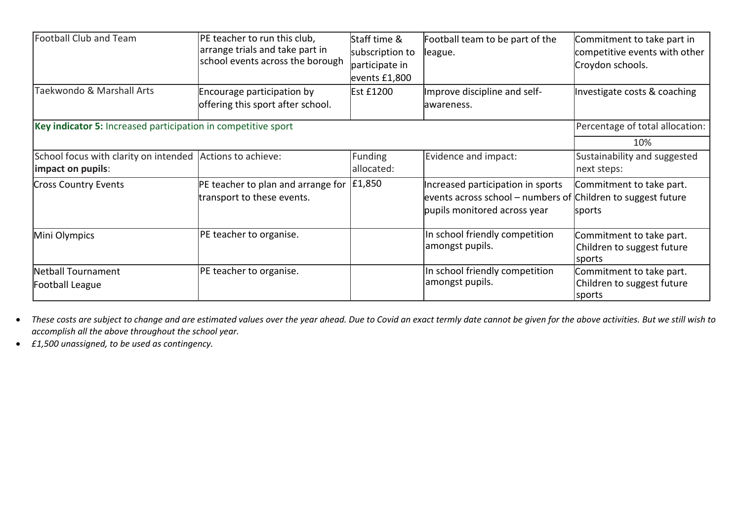| | | | | |
|---|---|---|---|---|
| Football Club and Team | PE teacher to run this club, arrange trials and take part in school events across the borough | Staff time & subscription to participate in events £1,800 | Football team to be part of the league. | Commitment to take part in competitive events with other Croydon schools. |
| Taekwondo & Marshall Arts | Encourage participation by offering this sport after school. | Est £1200 | Improve discipline and self-awareness. | Investigate costs & coaching |
| **Key indicator 5:** Increased participation in competitive sport | | | | Percentage of total allocation: 10% |
| School focus with clarity on intended **impact on pupils**: | Actions to achieve: | Funding allocated: | Evidence and impact: | Sustainability and suggested next steps: |
| Cross Country Events | PE teacher to plan and arrange for transport to these events. | £1,850 | Increased participation in sports events across school – numbers of pupils monitored across year | Commitment to take part. Children to suggest future sports |
| Mini Olympics | PE teacher to organise. | | In school friendly competition amongst pupils. | Commitment to take part. Children to suggest future sports |
| Netball Tournament<br>Football League | PE teacher to organise. | | In school friendly competition amongst pupils. | Commitment to take part. Children to suggest future sports |

- *These costs are subject to change and are estimated values over the year ahead. Due to Covid an exact termly date cannot be given for the above activities. But we still wish to accomplish all the above throughout the school year.*
- *£1,500 unassigned, to be used as contingency.*